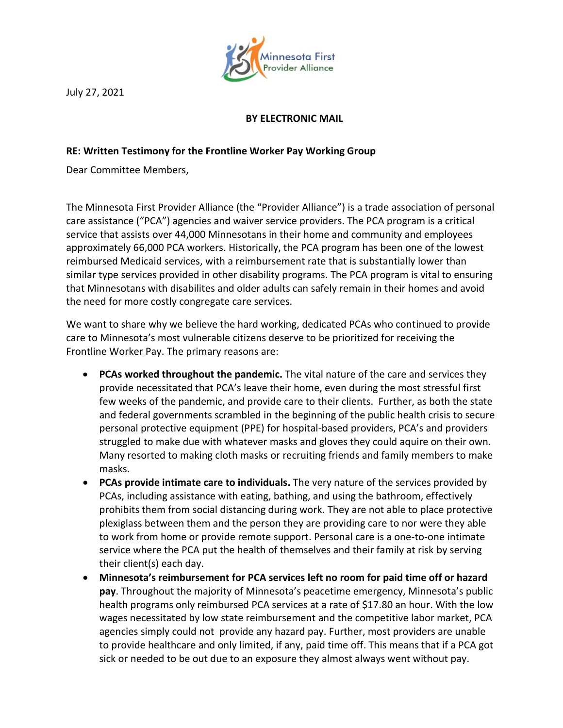July 27, 2021

**BY ELECTRONIC MAIL**

**RE: Written Testimony for the Frontline Worker Pay Working Group**

Dear Committee Members,

The Minnesota First Provider Alliance (the "Provider Alliance") is a trade association of personal care assistance ("PCA") agencies and waiver service providers. The PCA program is a critical service that assists over 44,000 Minnesotans in their home and community and employees approximately 66,000 PCA workers. Historically, the PCA program has been one of the lowest reimbursed Medicaid services, with a reimbursement rate that is substantially lower than similar type services provided in other disability programs. The PCA program is vital to ensuring that Minnesotans with disabilites and older adults can safely remain in their homes and avoid the need for more costly congregate care services.

We want to share why we believe the hard working, dedicated PCAs who continued to provide care to Minnesota's most vulnerable citizens deserve to be prioritized for receiving the Frontline Worker Pay. The primary reasons are:

- **PCAs worked throughout the pandemic.** The vital nature of the care and services they provide necessitated that PCA's leave their home, even during the most stressful first few weeks of the pandemic, and provide care to their clients. Further, as both the state and federal governments scrambled in the beginning of the public health crisis to secure personal protective equipment (PPE) for hospital-based providers, PCA's and providers struggled to make due with whatever masks and gloves they could aquire on their own. Many resorted to making cloth masks or recruiting friends and family members to make masks.
- **PCAs provide intimate care to individuals.** The very nature of the services provided by PCAs, including assistance with eating, bathing, and using the bathroom, effectively prohibits them from social distancing during work. They are not able to place protective plexiglass between them and the person they are providing care to nor were they able to work from home or provide remote support. Personal care is a one-to-one intimate service where the PCA put the health of themselves and their family at risk by serving their client(s) each day.
- **Minnesota's reimbursement for PCA services left no room for paid time off or hazard pay**. Throughout the majority of Minnesota's peacetime emergency, Minnesota's public health programs only reimbursed PCA services at a rate of $17.80 an hour. With the low wages necessitated by low state reimbursement and the competitive labor market, PCA agencies simply could not provide any hazard pay. Further, most providers are unable to provide healthcare and only limited, if any, paid time off. This means that if a PCA got sick or needed to be out due to an exposure they almost always went without pay.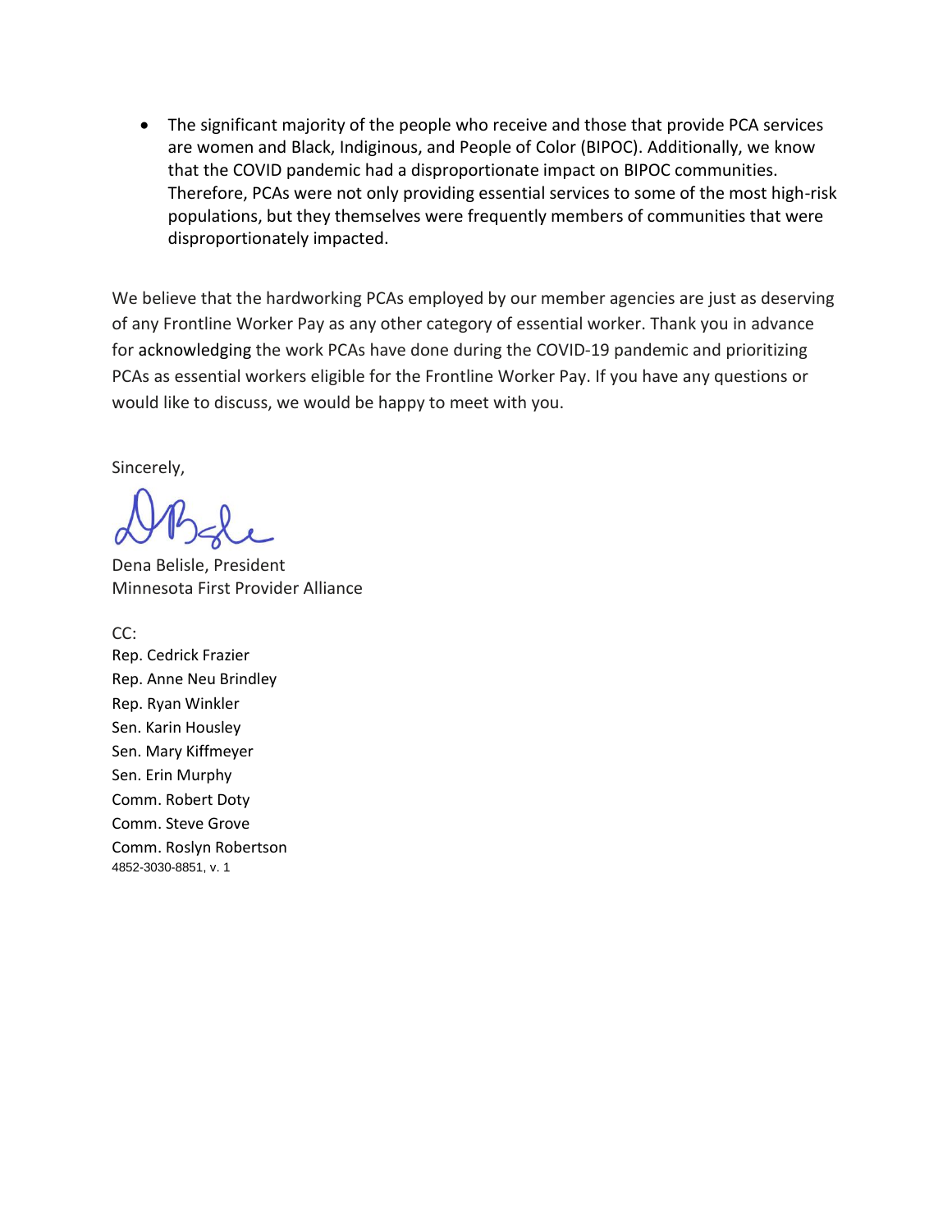- The significant majority of the people who receive and those that provide PCA services are women and Black, Indiginous, and People of Color (BIPOC). Additionally, we know that the COVID pandemic had a disproportionate impact on BIPOC communities. Therefore, PCAs were not only providing essential services to some of the most high-risk populations, but they themselves were frequently members of communities that were disproportionately impacted.

We believe that the hardworking PCAs employed by our member agencies are just as deserving of any Frontline Worker Pay as any other category of essential worker. Thank you in advance for acknowledging the work PCAs have done during the COVID-19 pandemic and prioritizing PCAs as essential workers eligible for the Frontline Worker Pay. If you have any questions or would like to discuss, we would be happy to meet with you.

Sincerely,

Dena Belisle, President
Minnesota First Provider Alliance

CC:
Rep. Cedrick Frazier
Rep. Anne Neu Brindley
Rep. Ryan Winkler
Sen. Karin Housley
Sen. Mary Kiffmeyer
Sen. Erin Murphy
Comm. Robert Doty
Comm. Steve Grove
Comm. Roslyn Robertson
4852-3030-8851, v. 1